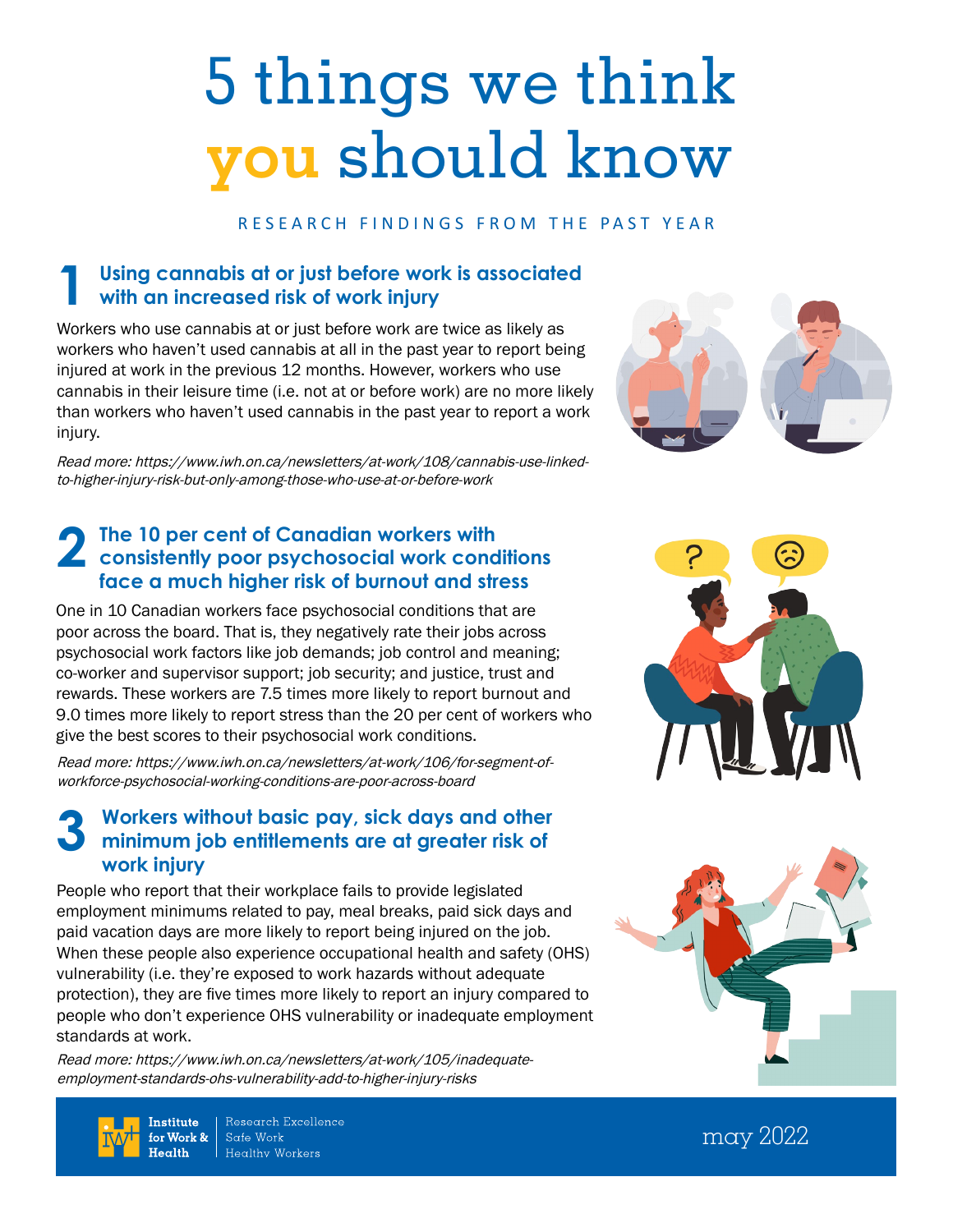# 5 things we think you should know

RESEARCH FINDINGS FROM THE PAST YEAR

## 1 Using cannabis at or just before work is associated with an increased risk of work injury

Workers who use cannabis at or just before work are twice as likely as workers who haven't used cannabis at all in the past year to report being injured at work in the previous 12 months. However, workers who use cannabis in their leisure time (i.e. not at or before work) are no more likely than workers who haven't used cannabis in the past year to report a work injury.

*Read more: https://www.iwh.on.ca/newsletters/at-work/108/cannabis-use-linked-to-higher-injury-risk-but-only-among-those-who-use-at-or-before-work*

## 2 The 10 per cent of Canadian workers with consistently poor psychosocial work conditions face a much higher risk of burnout and stress

One in 10 Canadian workers face psychosocial conditions that are poor across the board. That is, they negatively rate their jobs across psychosocial work factors like job demands; job control and meaning; co-worker and supervisor support; job security; and justice, trust and rewards. These workers are 7.5 times more likely to report burnout and 9.0 times more likely to report stress than the 20 per cent of workers who give the best scores to their psychosocial work conditions.

*Read more: https://www.iwh.on.ca/newsletters/at-work/106/for-segment-of-workforce-psychosocial-working-conditions-are-poor-across-board*

## 3 Workers without basic pay, sick days and other minimum job entitlements are at greater risk of work injury

People who report that their workplace fails to provide legislated employment minimums related to pay, meal breaks, paid sick days and paid vacation days are more likely to report being injured on the job. When these people also experience occupational health and safety (OHS) vulnerability (i.e. they're exposed to work hazards without adequate protection), they are five times more likely to report an injury compared to people who don't experience OHS vulnerability or inadequate employment standards at work.

*Read more: https://www.iwh.on.ca/newsletters/at-work/105/inadequate-employment-standards-ohs-vulnerability-add-to-higher-injury-risks*

Institute for Work & Health | Research Excellence Safe Work Healthy Workers

may 2022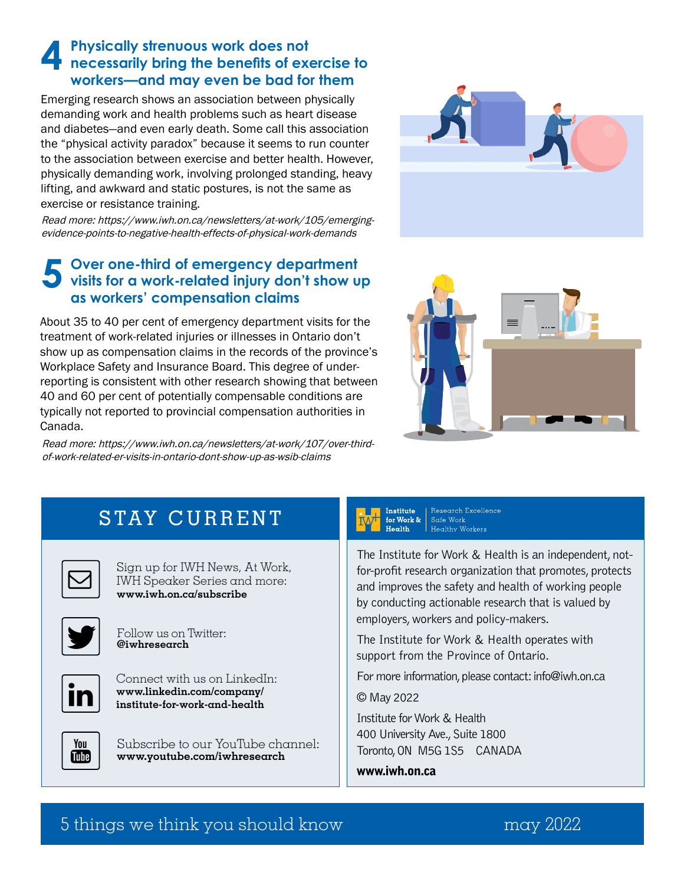## 4 Physically strenuous work does not necessarily bring the benefits of exercise to workers—and may even be bad for them

Emerging research shows an association between physically demanding work and health problems such as heart disease and diabetes—and even early death. Some call this association the "physical activity paradox" because it seems to run counter to the association between exercise and better health. However, physically demanding work, involving prolonged standing, heavy lifting, and awkward and static postures, is not the same as exercise or resistance training.

*Read more: https://www.iwh.on.ca/newsletters/at-work/105/emerging-evidence-points-to-negative-health-effects-of-physical-work-demands*

## 5 Over one-third of emergency department visits for a work-related injury don't show up as workers' compensation claims

About 35 to 40 per cent of emergency department visits for the treatment of work-related injuries or illnesses in Ontario don't show up as compensation claims in the records of the province's Workplace Safety and Insurance Board. This degree of under-reporting is consistent with other research showing that between 40 and 60 per cent of potentially compensable conditions are typically not reported to provincial compensation authorities in Canada.

*Read more: https://www.iwh.on.ca/newsletters/at-work/107/over-third-of-work-related-er-visits-in-ontario-dont-show-up-as-wsib-claims*

## STAY CURRENT

Sign up for IWH News, At Work, IWH Speaker Series and more:
**www.iwh.on.ca/subscribe**

Follow us on Twitter:
**@iwhresearch**

Connect with us on LinkedIn:
**www.linkedin.com/company/institute-for-work-and-health**

Subscribe to our YouTube channel:
**www.youtube.com/iwhresearch**

Institute for Work & Health | Research Excellence Safe Work Healthy Workers

The Institute for Work & Health is an independent, not-for-profit research organization that promotes, protects and improves the safety and health of working people by conducting actionable research that is valued by employers, workers and policy-makers.

The Institute for Work & Health operates with support from the Province of Ontario.

For more information, please contact: info@iwh.on.ca

© May 2022

Institute for Work & Health
400 University Ave., Suite 1800
Toronto, ON M5G 1S5 CANADA

**www.iwh.on.ca**